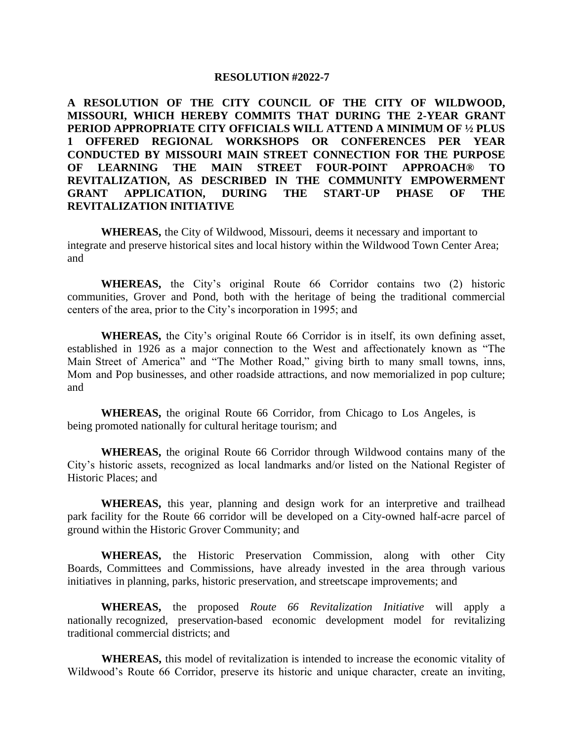# RESOLUTION #2022-7

**A RESOLUTION OF THE CITY COUNCIL OF THE CITY OF WILDWOOD, MISSOURI, WHICH HEREBY COMMITS THAT DURING THE 2-YEAR GRANT PERIOD APPROPRIATE CITY OFFICIALS WILL ATTEND A MINIMUM OF ½ PLUS 1 OFFERED REGIONAL WORKSHOPS OR CONFERENCES PER YEAR CONDUCTED BY MISSOURI MAIN STREET CONNECTION FOR THE PURPOSE OF LEARNING THE MAIN STREET FOUR-POINT APPROACH® TO REVITALIZATION, AS DESCRIBED IN THE COMMUNITY EMPOWERMENT GRANT APPLICATION, DURING THE START-UP PHASE OF THE REVITALIZATION INITIATIVE**

**WHEREAS,** the City of Wildwood, Missouri, deems it necessary and important to integrate and preserve historical sites and local history within the Wildwood Town Center Area; and

**WHEREAS,** the City's original Route 66 Corridor contains two (2) historic communities, Grover and Pond, both with the heritage of being the traditional commercial centers of the area, prior to the City's incorporation in 1995; and

**WHEREAS,** the City's original Route 66 Corridor is in itself, its own defining asset, established in 1926 as a major connection to the West and affectionately known as "The Main Street of America" and "The Mother Road," giving birth to many small towns, inns, Mom and Pop businesses, and other roadside attractions, and now memorialized in pop culture; and

**WHEREAS,** the original Route 66 Corridor, from Chicago to Los Angeles, is being promoted nationally for cultural heritage tourism; and

**WHEREAS,** the original Route 66 Corridor through Wildwood contains many of the City's historic assets, recognized as local landmarks and/or listed on the National Register of Historic Places; and

**WHEREAS,** this year, planning and design work for an interpretive and trailhead park facility for the Route 66 corridor will be developed on a City-owned half-acre parcel of ground within the Historic Grover Community; and

**WHEREAS,** the Historic Preservation Commission, along with other City Boards, Committees and Commissions, have already invested in the area through various initiatives in planning, parks, historic preservation, and streetscape improvements; and

**WHEREAS,** the proposed *Route 66 Revitalization Initiative* will apply a nationally recognized, preservation-based economic development model for revitalizing traditional commercial districts; and

**WHEREAS,** this model of revitalization is intended to increase the economic vitality of Wildwood's Route 66 Corridor, preserve its historic and unique character, create an inviting,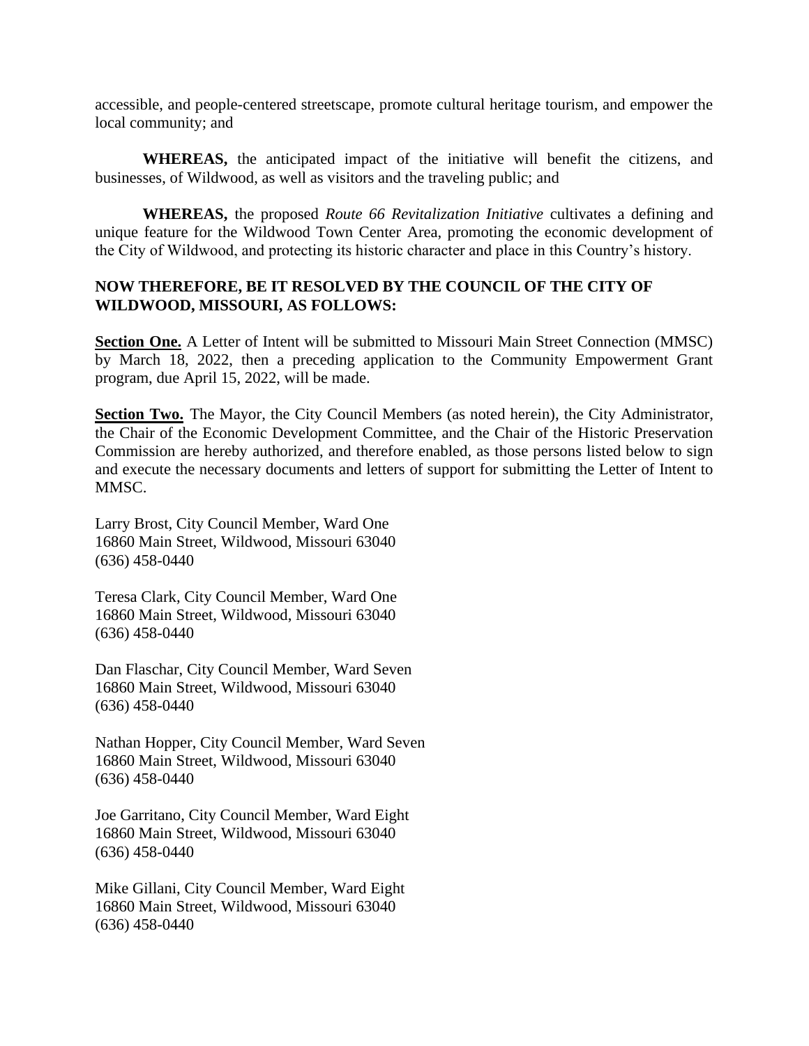accessible, and people-centered streetscape, promote cultural heritage tourism, and empower the local community; and

**WHEREAS,** the anticipated impact of the initiative will benefit the citizens, and businesses, of Wildwood, as well as visitors and the traveling public; and

**WHEREAS,** the proposed *Route 66 Revitalization Initiative* cultivates a defining and unique feature for the Wildwood Town Center Area, promoting the economic development of the City of Wildwood, and protecting its historic character and place in this Country's history.

**NOW THEREFORE, BE IT RESOLVED BY THE COUNCIL OF THE CITY OF WILDWOOD, MISSOURI, AS FOLLOWS:**

**Section One.** A Letter of Intent will be submitted to Missouri Main Street Connection (MMSC) by March 18, 2022, then a preceding application to the Community Empowerment Grant program, due April 15, 2022, will be made.

**Section Two.** The Mayor, the City Council Members (as noted herein), the City Administrator, the Chair of the Economic Development Committee, and the Chair of the Historic Preservation Commission are hereby authorized, and therefore enabled, as those persons listed below to sign and execute the necessary documents and letters of support for submitting the Letter of Intent to MMSC.

Larry Brost, City Council Member, Ward One
16860 Main Street, Wildwood, Missouri 63040
(636) 458-0440

Teresa Clark, City Council Member, Ward One
16860 Main Street, Wildwood, Missouri 63040
(636) 458-0440

Dan Flaschar, City Council Member, Ward Seven
16860 Main Street, Wildwood, Missouri 63040
(636) 458-0440

Nathan Hopper, City Council Member, Ward Seven
16860 Main Street, Wildwood, Missouri 63040
(636) 458-0440

Joe Garritano, City Council Member, Ward Eight
16860 Main Street, Wildwood, Missouri 63040
(636) 458-0440

Mike Gillani, City Council Member, Ward Eight
16860 Main Street, Wildwood, Missouri 63040
(636) 458-0440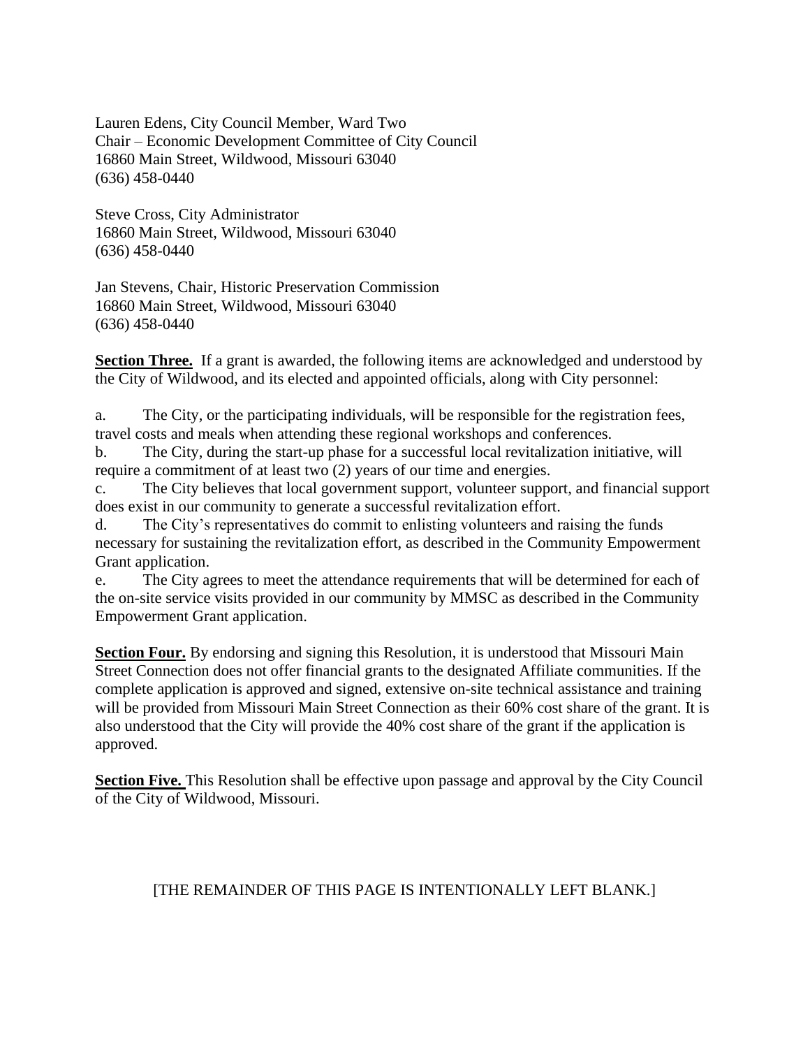Lauren Edens, City Council Member, Ward Two
Chair – Economic Development Committee of City Council
16860 Main Street, Wildwood, Missouri 63040
(636) 458-0440

Steve Cross, City Administrator
16860 Main Street, Wildwood, Missouri 63040
(636) 458-0440

Jan Stevens, Chair, Historic Preservation Commission
16860 Main Street, Wildwood, Missouri 63040
(636) 458-0440

**Section Three.** If a grant is awarded, the following items are acknowledged and understood by the City of Wildwood, and its elected and appointed officials, along with City personnel:

a. The City, or the participating individuals, will be responsible for the registration fees, travel costs and meals when attending these regional workshops and conferences.
b. The City, during the start-up phase for a successful local revitalization initiative, will require a commitment of at least two (2) years of our time and energies.
c. The City believes that local government support, volunteer support, and financial support does exist in our community to generate a successful revitalization effort.
d. The City's representatives do commit to enlisting volunteers and raising the funds necessary for sustaining the revitalization effort, as described in the Community Empowerment Grant application.
e. The City agrees to meet the attendance requirements that will be determined for each of the on-site service visits provided in our community by MMSC as described in the Community Empowerment Grant application.

**Section Four.** By endorsing and signing this Resolution, it is understood that Missouri Main Street Connection does not offer financial grants to the designated Affiliate communities. If the complete application is approved and signed, extensive on-site technical assistance and training will be provided from Missouri Main Street Connection as their 60% cost share of the grant. It is also understood that the City will provide the 40% cost share of the grant if the application is approved.

**Section Five.** This Resolution shall be effective upon passage and approval by the City Council of the City of Wildwood, Missouri.

[THE REMAINDER OF THIS PAGE IS INTENTIONALLY LEFT BLANK.]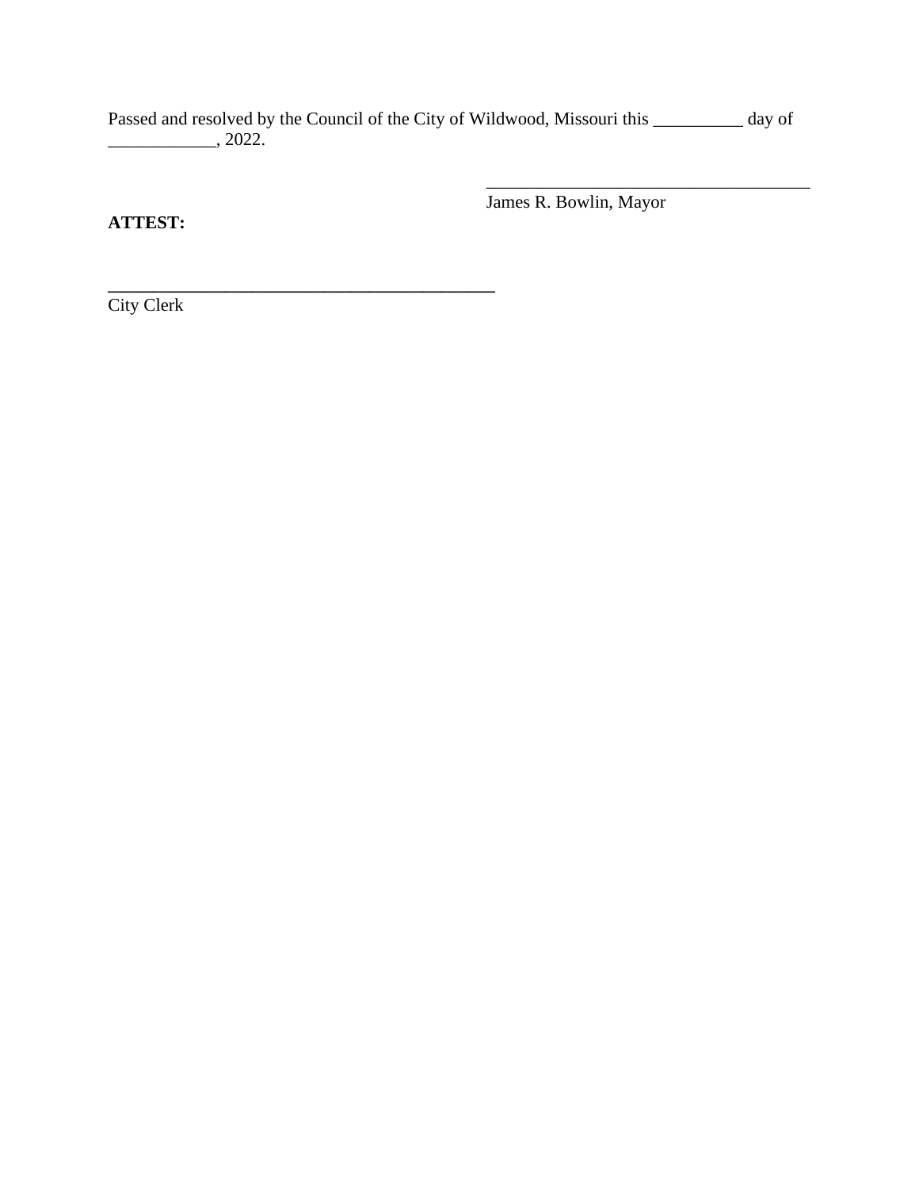Passed and resolved by the Council of the City of Wildwood, Missouri this __________ day of ____________, 2022.

_____________________________________
James R. Bowlin, Mayor

**ATTEST:**

_____________________________________
City Clerk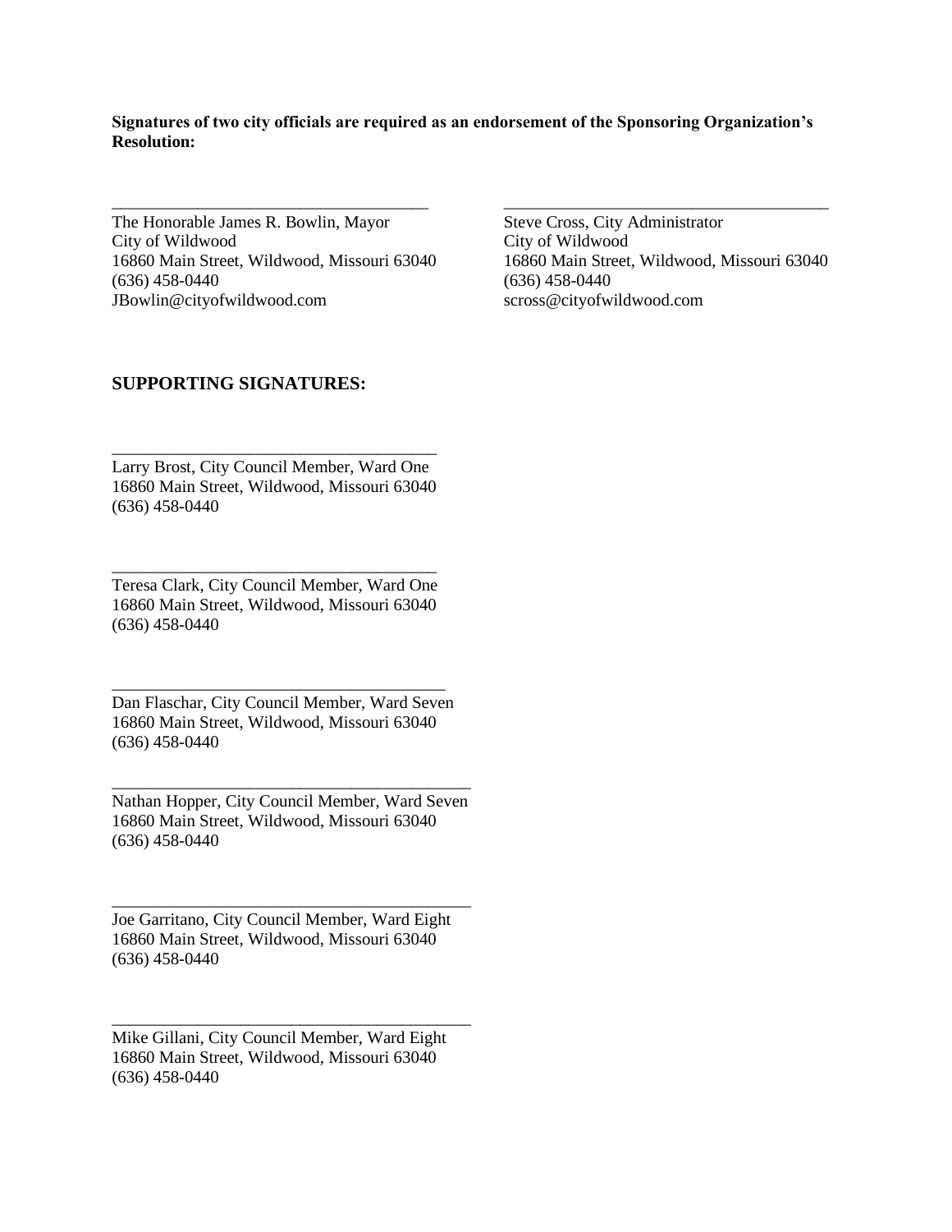**Signatures of two city officials are required as an endorsement of the Sponsoring Organization's Resolution:**

_____________________________________
The Honorable James R. Bowlin, Mayor
City of Wildwood
16860 Main Street, Wildwood, Missouri 63040
(636) 458-0440
JBowlin@cityofwildwood.com

_____________________________________
Steve Cross, City Administrator
City of Wildwood
16860 Main Street, Wildwood, Missouri 63040
(636) 458-0440
scross@cityofwildwood.com

## SUPPORTING SIGNATURES:

_____________________________________
Larry Brost, City Council Member, Ward One
16860 Main Street, Wildwood, Missouri 63040
(636) 458-0440

_____________________________________
Teresa Clark, City Council Member, Ward One
16860 Main Street, Wildwood, Missouri 63040
(636) 458-0440

_____________________________________
Dan Flaschar, City Council Member, Ward Seven
16860 Main Street, Wildwood, Missouri 63040
(636) 458-0440

_____________________________________
Nathan Hopper, City Council Member, Ward Seven
16860 Main Street, Wildwood, Missouri 63040
(636) 458-0440

_____________________________________
Joe Garritano, City Council Member, Ward Eight
16860 Main Street, Wildwood, Missouri 63040
(636) 458-0440

_____________________________________
Mike Gillani, City Council Member, Ward Eight
16860 Main Street, Wildwood, Missouri 63040
(636) 458-0440